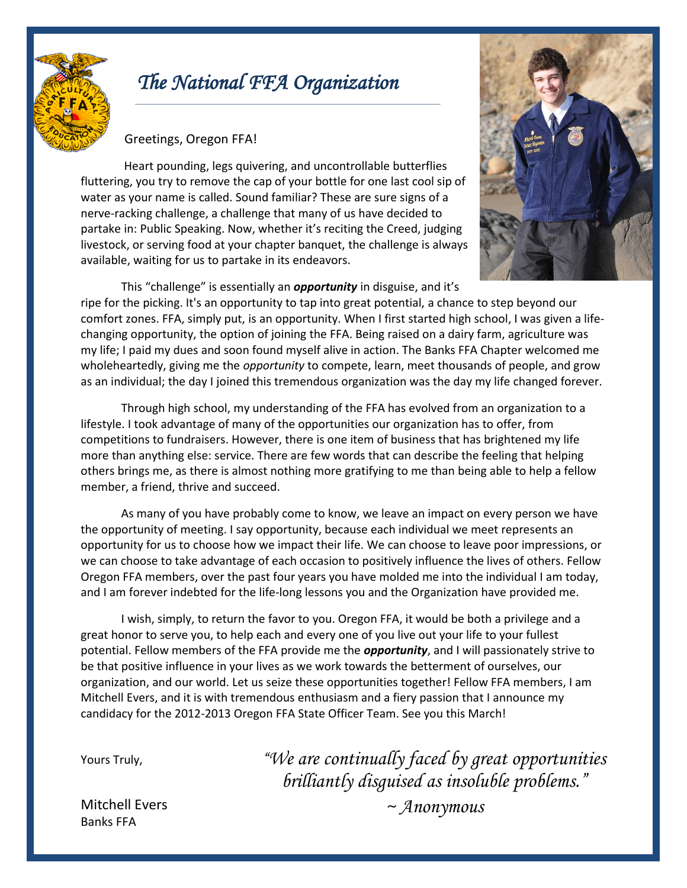// The National FFA Organization

Greetings, Oregon FFA!

Heart pounding, legs quivering, and uncontrollable butterflies fluttering, you try to remove the cap of your bottle for one last cool sip of water as your name is called. Sound familiar? These are sure signs of a nerve-racking challenge, a challenge that many of us have decided to partake in: Public Speaking. Now, whether it's reciting the Creed, judging livestock, or serving food at your chapter banquet, the challenge is always available, waiting for us to partake in its endeavors.

This "challenge" is essentially an ***opportunity*** in disguise, and it's ripe for the picking. It's an opportunity to tap into great potential, a chance to step beyond our comfort zones. FFA, simply put, is an opportunity. When I first started high school, I was given a life-changing opportunity, the option of joining the FFA. Being raised on a dairy farm, agriculture was my life; I paid my dues and soon found myself alive in action. The Banks FFA Chapter welcomed me wholeheartedly, giving me the *opportunity* to compete, learn, meet thousands of people, and grow as an individual; the day I joined this tremendous organization was the day my life changed forever.

Through high school, my understanding of the FFA has evolved from an organization to a lifestyle. I took advantage of many of the opportunities our organization has to offer, from competitions to fundraisers. However, there is one item of business that has brightened my life more than anything else: service. There are few words that can describe the feeling that helping others brings me, as there is almost nothing more gratifying to me than being able to help a fellow member, a friend, thrive and succeed.

As many of you have probably come to know, we leave an impact on every person we have the opportunity of meeting. I say opportunity, because each individual we meet represents an opportunity for us to choose how we impact their life. We can choose to leave poor impressions, or we can choose to take advantage of each occasion to positively influence the lives of others. Fellow Oregon FFA members, over the past four years you have molded me into the individual I am today, and I am forever indebted for the life-long lessons you and the Organization have provided me.

I wish, simply, to return the favor to you. Oregon FFA, it would be both a privilege and a great honor to serve you, to help each and every one of you live out your life to your fullest potential. Fellow members of the FFA provide me the ***opportunity***, and I will passionately strive to be that positive influence in your lives as we work towards the betterment of ourselves, our organization, and our world. Let us seize these opportunities together! Fellow FFA members, I am Mitchell Evers, and it is with tremendous enthusiasm and a fiery passion that I announce my candidacy for the 2012-2013 Oregon FFA State Officer Team. See you this March!

Yours Truly,

Mitchell Evers
Banks FFA

*"We are continually faced by great opportunities brilliantly disguised as insoluble problems."*
*~ Anonymous*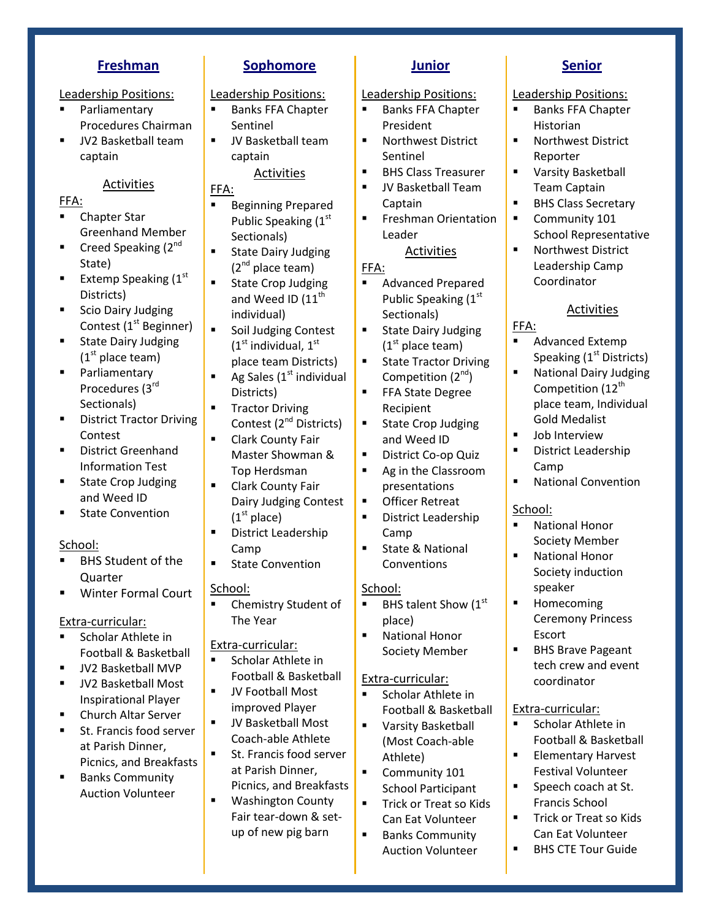## Freshman

Leadership Positions:

- Parliamentary Procedures Chairman
- JV2 Basketball team captain

Activities

FFA:

- Chapter Star Greenhand Member
- Creed Speaking (2nd State)
- Extemp Speaking (1st Districts)
- Scio Dairy Judging Contest (1st Beginner)
- State Dairy Judging (1st place team)
- Parliamentary Procedures (3rd Sectionals)
- District Tractor Driving Contest
- District Greenhand Information Test
- State Crop Judging and Weed ID
- State Convention

School:

- BHS Student of the Quarter
- Winter Formal Court

Extra-curricular:

- Scholar Athlete in Football & Basketball
- JV2 Basketball MVP
- JV2 Basketball Most Inspirational Player
- Church Altar Server
- St. Francis food server at Parish Dinner, Picnics, and Breakfasts
- Banks Community Auction Volunteer

## Sophomore

Leadership Positions:

- Banks FFA Chapter Sentinel
- JV Basketball team captain

Activities

FFA:

- Beginning Prepared Public Speaking (1st Sectionals)
- State Dairy Judging (2nd place team)
- State Crop Judging and Weed ID (11th individual)
- Soil Judging Contest (1st individual, 1st place team Districts)
- Ag Sales (1st individual Districts)
- Tractor Driving Contest (2nd Districts)
- Clark County Fair Master Showman & Top Herdsman
- Clark County Fair Dairy Judging Contest (1st place)
- District Leadership Camp
- State Convention

School:

- Chemistry Student of The Year

Extra-curricular:

- Scholar Athlete in Football & Basketball
- JV Football Most improved Player
- JV Basketball Most Coach-able Athlete
- St. Francis food server at Parish Dinner, Picnics, and Breakfasts
- Washington County Fair tear-down & set-up of new pig barn

## Junior

Leadership Positions:

- Banks FFA Chapter President
- Northwest District Sentinel
- BHS Class Treasurer
- JV Basketball Team Captain
- Freshman Orientation Leader

Activities

FFA:

- Advanced Prepared Public Speaking (1st Sectionals)
- State Dairy Judging (1st place team)
- State Tractor Driving Competition (2nd)
- FFA State Degree Recipient
- State Crop Judging and Weed ID
- District Co-op Quiz
- Ag in the Classroom presentations
- Officer Retreat
- District Leadership Camp
- State & National Conventions

School:

- BHS talent Show (1st place)
- National Honor Society Member

Extra-curricular:

- Scholar Athlete in Football & Basketball
- Varsity Basketball (Most Coach-able Athlete)
- Community 101 School Participant
- Trick or Treat so Kids Can Eat Volunteer
- Banks Community Auction Volunteer

## Senior

Leadership Positions:

- Banks FFA Chapter Historian
- Northwest District Reporter
- Varsity Basketball Team Captain
- BHS Class Secretary
- Community 101 School Representative
- Northwest District Leadership Camp Coordinator

Activities

FFA:

- Advanced Extemp Speaking (1st Districts)
- National Dairy Judging Competition (12th place team, Individual Gold Medalist
- Job Interview
- District Leadership Camp
- National Convention

School:

- National Honor Society Member
- National Honor Society induction speaker
- Homecoming Ceremony Princess Escort
- BHS Brave Pageant tech crew and event coordinator

Extra-curricular:

- Scholar Athlete in Football & Basketball
- Elementary Harvest Festival Volunteer
- Speech coach at St. Francis School
- Trick or Treat so Kids Can Eat Volunteer
- BHS CTE Tour Guide